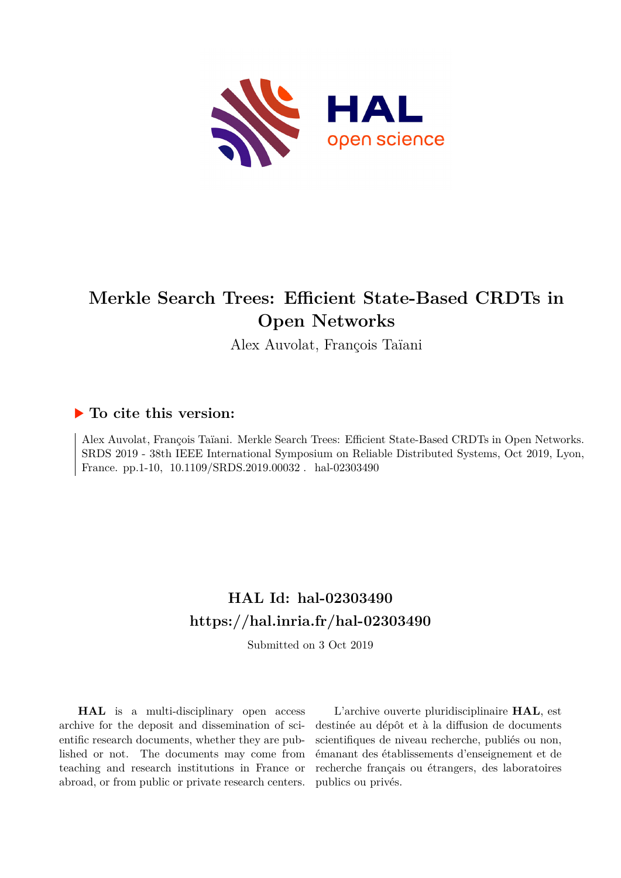# Merkle Search Trees: Efficient State-Based CRDTs in Open Networks

Alex Auvolat, François Taïani

## ▶ To cite this version:

Alex Auvolat, François Taïani. Merkle Search Trees: Efficient State-Based CRDTs in Open Networks. SRDS 2019 - 38th IEEE International Symposium on Reliable Distributed Systems, Oct 2019, Lyon, France. pp.1-10, 10.1109/SRDS.2019.00032 . hal-02303490

## HAL Id: hal-02303490
## https://hal.inria.fr/hal-02303490

Submitted on 3 Oct 2019

**HAL** is a multi-disciplinary open access archive for the deposit and dissemination of scientific research documents, whether they are published or not. The documents may come from teaching and research institutions in France or abroad, or from public or private research centers.

L'archive ouverte pluridisciplinaire **HAL**, est destinée au dépôt et à la diffusion de documents scientifiques de niveau recherche, publiés ou non, émanant des établissements d'enseignement et de recherche français ou étrangers, des laboratoires publics ou privés.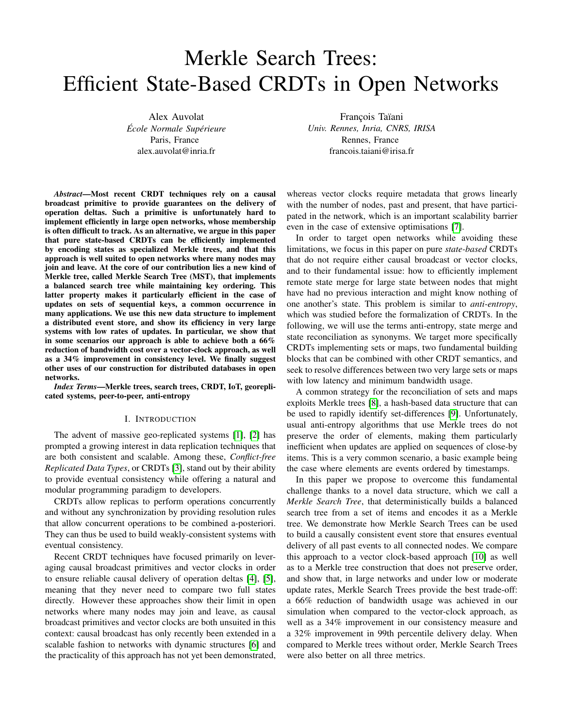# Merkle Search Trees: Efficient State-Based CRDTs in Open Networks

Alex Auvolat
*École Normale Supérieure*
Paris, France
alex.auvolat@inria.fr

François Taïani
*Univ. Rennes, Inria, CNRS, IRISA*
Rennes, France
francois.taiani@irisa.fr

***Abstract*—Most recent CRDT techniques rely on a causal broadcast primitive to provide guarantees on the delivery of operation deltas. Such a primitive is unfortunately hard to implement efficiently in large open networks, whose membership is often difficult to track. As an alternative, we argue in this paper that pure state-based CRDTs can be efficiently implemented by encoding states as specialized Merkle trees, and that this approach is well suited to open networks where many nodes may join and leave. At the core of our contribution lies a new kind of Merkle tree, called Merkle Search Tree (MST), that implements a balanced search tree while maintaining key ordering. This latter property makes it particularly efficient in the case of updates on sets of sequential keys, a common occurrence in many applications. We use this new data structure to implement a distributed event store, and show its efficiency in very large systems with low rates of updates. In particular, we show that in some scenarios our approach is able to achieve both a 66% reduction of bandwidth cost over a vector-clock approach, as well as a 34% improvement in consistency level. We finally suggest other uses of our construction for distributed databases in open networks.**

***Index Terms*—Merkle trees, search trees, CRDT, IoT, georeplicated systems, peer-to-peer, anti-entropy**

## I. Introduction

The advent of massive geo-replicated systems [1], [2] has prompted a growing interest in data replication techniques that are both consistent and scalable. Among these, *Conflict-free Replicated Data Types*, or CRDTs [3], stand out by their ability to provide eventual consistency while offering a natural and modular programming paradigm to developers.

CRDTs allow replicas to perform operations concurrently and without any synchronization by providing resolution rules that allow concurrent operations to be combined a-posteriori. They can thus be used to build weakly-consistent systems with eventual consistency.

Recent CRDT techniques have focused primarily on leveraging causal broadcast primitives and vector clocks in order to ensure reliable causal delivery of operation deltas [4], [5], meaning that they never need to compare two full states directly. However these approaches show their limit in open networks where many nodes may join and leave, as causal broadcast primitives and vector clocks are both unsuited in this context: causal broadcast has only recently been extended in a scalable fashion to networks with dynamic structures [6] and the practicality of this approach has not yet been demonstrated, whereas vector clocks require metadata that grows linearly with the number of nodes, past and present, that have participated in the network, which is an important scalability barrier even in the case of extensive optimisations [7].

In order to target open networks while avoiding these limitations, we focus in this paper on pure *state-based* CRDTs that do not require either causal broadcast or vector clocks, and to their fundamental issue: how to efficiently implement remote state merge for large state between nodes that might have had no previous interaction and might know nothing of one another's state. This problem is similar to *anti-entropy*, which was studied before the formalization of CRDTs. In the following, we will use the terms anti-entropy, state merge and state reconciliation as synonyms. We target more specifically CRDTs implementing sets or maps, two fundamental building blocks that can be combined with other CRDT semantics, and seek to resolve differences between two very large sets or maps with low latency and minimum bandwidth usage.

A common strategy for the reconciliation of sets and maps exploits Merkle trees [8], a hash-based data structure that can be used to rapidly identify set-differences [9]. Unfortunately, usual anti-entropy algorithms that use Merkle trees do not preserve the order of elements, making them particularly inefficient when updates are applied on sequences of close-by items. This is a very common scenario, a basic example being the case where elements are events ordered by timestamps.

In this paper we propose to overcome this fundamental challenge thanks to a novel data structure, which we call a *Merkle Search Tree*, that deterministically builds a balanced search tree from a set of items and encodes it as a Merkle tree. We demonstrate how Merkle Search Trees can be used to build a causally consistent event store that ensures eventual delivery of all past events to all connected nodes. We compare this approach to a vector clock-based approach [10] as well as to a Merkle tree construction that does not preserve order, and show that, in large networks and under low or moderate update rates, Merkle Search Trees provide the best trade-off: a 66% reduction of bandwidth usage was achieved in our simulation when compared to the vector-clock approach, as well as a 34% improvement in our consistency measure and a 32% improvement in 99th percentile delivery delay. When compared to Merkle trees without order, Merkle Search Trees were also better on all three metrics.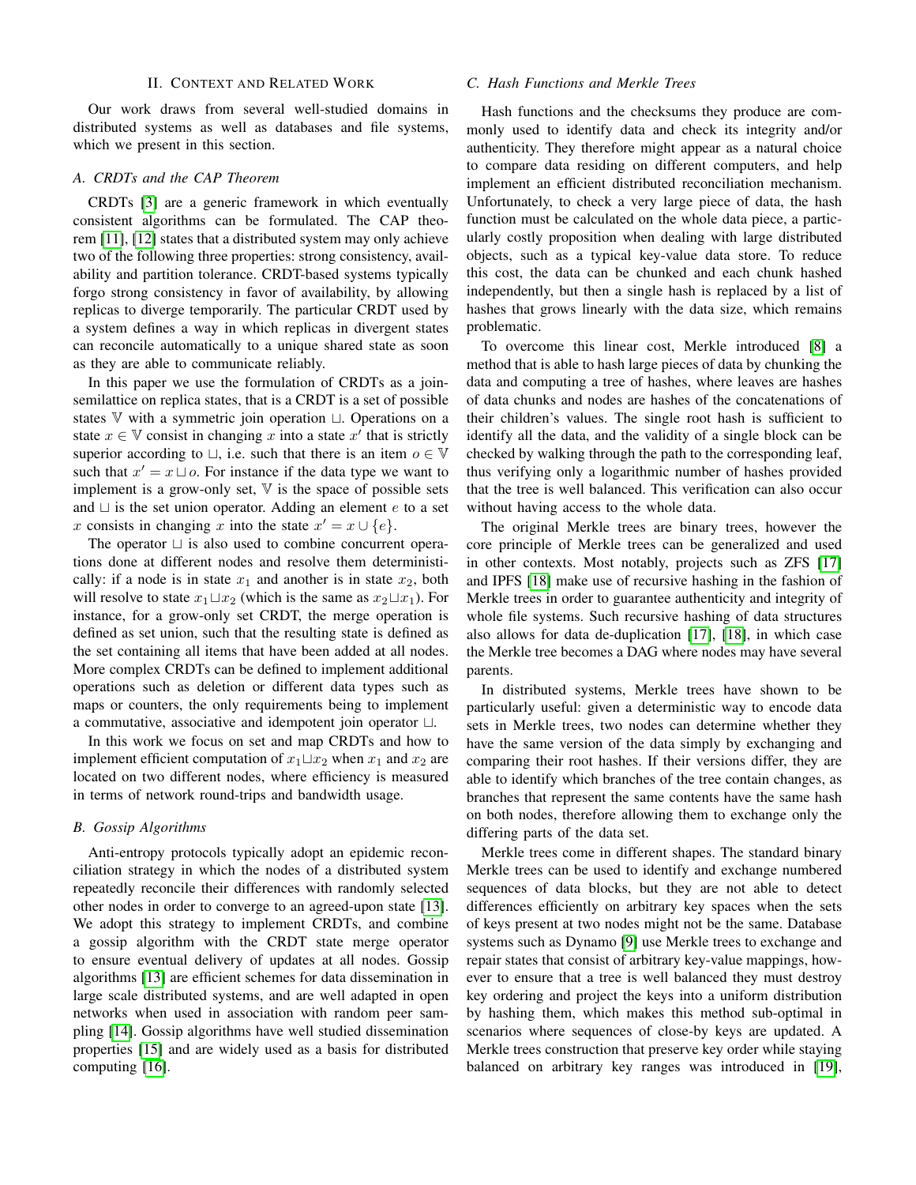## II. Context and Related Work

Our work draws from several well-studied domains in distributed systems as well as databases and file systems, which we present in this section.

### A. CRDTs and the CAP Theorem

CRDTs [3] are a generic framework in which eventually consistent algorithms can be formulated. The CAP theorem [11], [12] states that a distributed system may only achieve two of the following three properties: strong consistency, availability and partition tolerance. CRDT-based systems typically forgo strong consistency in favor of availability, by allowing replicas to diverge temporarily. The particular CRDT used by a system defines a way in which replicas in divergent states can reconcile automatically to a unique shared state as soon as they are able to communicate reliably.

In this paper we use the formulation of CRDTs as a join-semilattice on replica states, that is a CRDT is a set of possible states $\mathbb{V}$ with a symmetric join operation $\sqcup$. Operations on a state $x \in \mathbb{V}$ consist in changing $x$ into a state $x'$ that is strictly superior according to $\sqcup$, i.e. such that there is an item $o \in \mathbb{V}$ such that $x' = x \sqcup o$. For instance if the data type we want to implement is a grow-only set, $\mathbb{V}$ is the space of possible sets and $\sqcup$ is the set union operator. Adding an element $e$ to a set $x$ consists in changing $x$ into the state $x' = x \cup \{e\}$.

The operator $\sqcup$ is also used to combine concurrent operations done at different nodes and resolve them deterministically: if a node is in state $x_1$ and another is in state $x_2$, both will resolve to state $x_1 \sqcup x_2$ (which is the same as $x_2 \sqcup x_1$). For instance, for a grow-only set CRDT, the merge operation is defined as set union, such that the resulting state is defined as the set containing all items that have been added at all nodes. More complex CRDTs can be defined to implement additional operations such as deletion or different data types such as maps or counters, the only requirements being to implement a commutative, associative and idempotent join operator $\sqcup$.

In this work we focus on set and map CRDTs and how to implement efficient computation of $x_1 \sqcup x_2$ when $x_1$ and $x_2$ are located on two different nodes, where efficiency is measured in terms of network round-trips and bandwidth usage.

### B. Gossip Algorithms

Anti-entropy protocols typically adopt an epidemic reconciliation strategy in which the nodes of a distributed system repeatedly reconcile their differences with randomly selected other nodes in order to converge to an agreed-upon state [13]. We adopt this strategy to implement CRDTs, and combine a gossip algorithm with the CRDT state merge operator to ensure eventual delivery of updates at all nodes. Gossip algorithms [13] are efficient schemes for data dissemination in large scale distributed systems, and are well adapted in open networks when used in association with random peer sampling [14]. Gossip algorithms have well studied dissemination properties [15] and are widely used as a basis for distributed computing [16].

### C. Hash Functions and Merkle Trees

Hash functions and the checksums they produce are commonly used to identify data and check its integrity and/or authenticity. They therefore might appear as a natural choice to compare data residing on different computers, and help implement an efficient distributed reconciliation mechanism. Unfortunately, to check a very large piece of data, the hash function must be calculated on the whole data piece, a particularly costly proposition when dealing with large distributed objects, such as a typical key-value data store. To reduce this cost, the data can be chunked and each chunk hashed independently, but then a single hash is replaced by a list of hashes that grows linearly with the data size, which remains problematic.

To overcome this linear cost, Merkle introduced [8] a method that is able to hash large pieces of data by chunking the data and computing a tree of hashes, where leaves are hashes of data chunks and nodes are hashes of the concatenations of their children's values. The single root hash is sufficient to identify all the data, and the validity of a single block can be checked by walking through the path to the corresponding leaf, thus verifying only a logarithmic number of hashes provided that the tree is well balanced. This verification can also occur without having access to the whole data.

The original Merkle trees are binary trees, however the core principle of Merkle trees can be generalized and used in other contexts. Most notably, projects such as ZFS [17] and IPFS [18] make use of recursive hashing in the fashion of Merkle trees in order to guarantee authenticity and integrity of whole file systems. Such recursive hashing of data structures also allows for data de-duplication [17], [18], in which case the Merkle tree becomes a DAG where nodes may have several parents.

In distributed systems, Merkle trees have shown to be particularly useful: given a deterministic way to encode data sets in Merkle trees, two nodes can determine whether they have the same version of the data simply by exchanging and comparing their root hashes. If their versions differ, they are able to identify which branches of the tree contain changes, as branches that represent the same contents have the same hash on both nodes, therefore allowing them to exchange only the differing parts of the data set.

Merkle trees come in different shapes. The standard binary Merkle trees can be used to identify and exchange numbered sequences of data blocks, but they are not able to detect differences efficiently on arbitrary key spaces when the sets of keys present at two nodes might not be the same. Database systems such as Dynamo [9] use Merkle trees to exchange and repair states that consist of arbitrary key-value mappings, however to ensure that a tree is well balanced they must destroy key ordering and project the keys into a uniform distribution by hashing them, which makes this method sub-optimal in scenarios where sequences of close-by keys are updated. A Merkle trees construction that preserve key order while staying balanced on arbitrary key ranges was introduced in [19],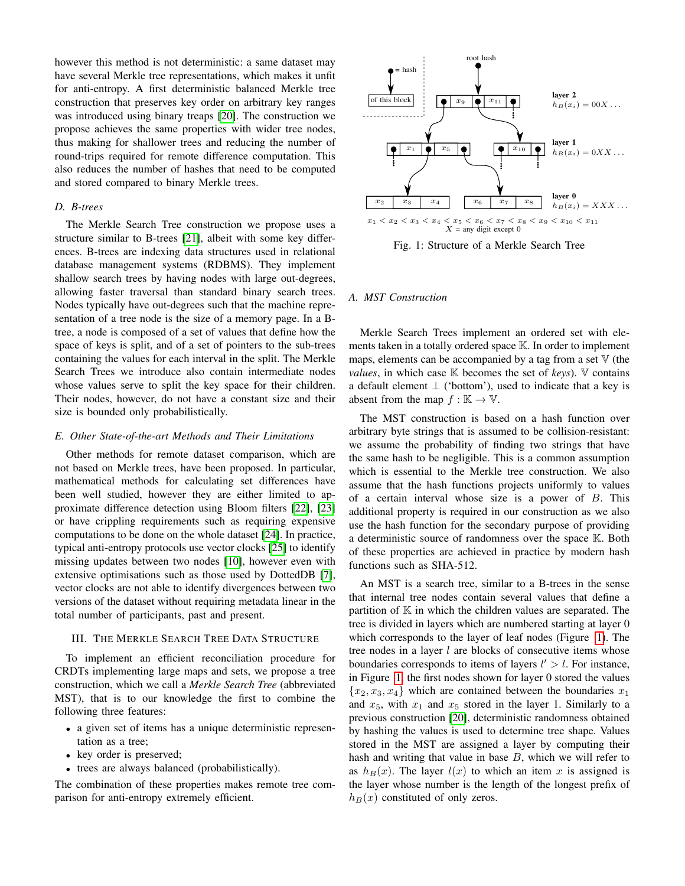however this method is not deterministic: a same dataset may have several Merkle tree representations, which makes it unfit for anti-entropy. A first deterministic balanced Merkle tree construction that preserves key order on arbitrary key ranges was introduced using binary treaps [20]. The construction we propose achieves the same properties with wider tree nodes, thus making for shallower trees and reducing the number of round-trips required for remote difference computation. This also reduces the number of hashes that need to be computed and stored compared to binary Merkle trees.

### D. B-trees

The Merkle Search Tree construction we propose uses a structure similar to B-trees [21], albeit with some key differences. B-trees are indexing data structures used in relational database management systems (RDBMS). They implement shallow search trees by having nodes with large out-degrees, allowing faster traversal than standard binary search trees. Nodes typically have out-degrees such that the machine representation of a tree node is the size of a memory page. In a B-tree, a node is composed of a set of values that define how the space of keys is split, and of a set of pointers to the sub-trees containing the values for each interval in the split. The Merkle Search Trees we introduce also contain intermediate nodes whose values serve to split the key space for their children. Their nodes, however, do not have a constant size and their size is bounded only probabilistically.

### E. Other State-of-the-art Methods and Their Limitations

Other methods for remote dataset comparison, which are not based on Merkle trees, have been proposed. In particular, mathematical methods for calculating set differences have been well studied, however they are either limited to approximate difference detection using Bloom filters [22], [23] or have crippling requirements such as requiring expensive computations to be done on the whole dataset [24]. In practice, typical anti-entropy protocols use vector clocks [25] to identify missing updates between two nodes [10], however even with extensive optimisations such as those used by DottedDB [7], vector clocks are not able to identify divergences between two versions of the dataset without requiring metadata linear in the total number of participants, past and present.

## III. The Merkle Search Tree Data Structure

To implement an efficient reconciliation procedure for CRDTs implementing large maps and sets, we propose a tree construction, which we call a *Merkle Search Tree* (abbreviated MST), that is to our knowledge the first to combine the following three features:

- a given set of items has a unique deterministic representation as a tree;
- key order is preserved;
- trees are always balanced (probabilistically).

The combination of these properties makes remote tree comparison for anti-entropy extremely efficient.

root hash

= hash of this block

layer 2 $h_B(x_i) = 00X\ldots$

layer 1 $h_B(x_i) = 0XX\ldots$

layer 0 $h_B(x_i) = XXX\ldots$

$x_1 < x_2 < x_3 < x_4 < x_5 < x_6 < x_7 < x_8 < x_9 < x_{10} < x_{11}$

$X$ = any digit except 0

Fig. 1: Structure of a Merkle Search Tree

### A. MST Construction

Merkle Search Trees implement an ordered set with elements taken in a totally ordered space $\mathbb{K}$. In order to implement maps, elements can be accompanied by a tag from a set $\mathbb{V}$ (the *values*, in which case $\mathbb{K}$ becomes the set of *keys*). $\mathbb{V}$ contains a default element $\perp$ ('bottom'), used to indicate that a key is absent from the map $f : \mathbb{K} \rightarrow \mathbb{V}$.

The MST construction is based on a hash function over arbitrary byte strings that is assumed to be collision-resistant: we assume the probability of finding two strings that have the same hash to be negligible. This is a common assumption which is essential to the Merkle tree construction. We also assume that the hash functions projects uniformly to values of a certain interval whose size is a power of $B$. This additional property is required in our construction as we also use the hash function for the secondary purpose of providing a deterministic source of randomness over the space $\mathbb{K}$. Both of these properties are achieved in practice by modern hash functions such as SHA-512.

An MST is a search tree, similar to a B-trees in the sense that internal tree nodes contain several values that define a partition of $\mathbb{K}$ in which the children values are separated. The tree is divided in layers which are numbered starting at layer 0 which corresponds to the layer of leaf nodes (Figure 1). The tree nodes in a layer $l$ are blocks of consecutive items whose boundaries corresponds to items of layers $l' > l$. For instance, in Figure 1, the first nodes shown for layer 0 stored the values $\{x_2, x_3, x_4\}$ which are contained between the boundaries $x_1$ and $x_5$, with $x_1$ and $x_5$ stored in the layer 1. Similarly to a previous construction [20], deterministic randomness obtained by hashing the values is used to determine tree shape. Values stored in the MST are assigned a layer by computing their hash and writing that value in base $B$, which we will refer to as $h_B(x)$. The layer $l(x)$ to which an item $x$ is assigned is the layer whose number is the length of the longest prefix of $h_B(x)$ constituted of only zeros.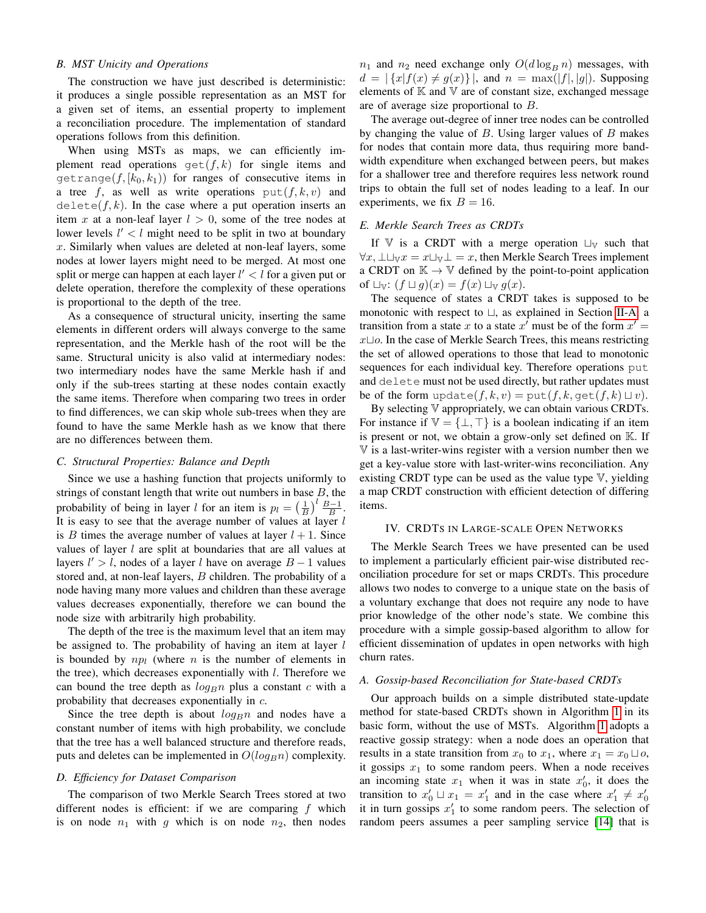### B. MST Unicity and Operations

The construction we have just described is deterministic: it produces a single possible representation as an MST for a given set of items, an essential property to implement a reconciliation procedure. The implementation of standard operations follows from this definition.

When using MSTs as maps, we can efficiently implement read operations $\texttt{get}(f, k)$ for single items and $\texttt{getrange}(f, [k_0, k_1))$ for ranges of consecutive items in a tree $f$, as well as write operations $\texttt{put}(f, k, v)$ and $\texttt{delete}(f, k)$. In the case where a put operation inserts an item $x$ at a non-leaf layer $l > 0$, some of the tree nodes at lower levels $l' < l$ might need to be split in two at boundary $x$. Similarly when values are deleted at non-leaf layers, some nodes at lower layers might need to be merged. At most one split or merge can happen at each layer $l' < l$ for a given put or delete operation, therefore the complexity of these operations is proportional to the depth of the tree.

As a consequence of structural unicity, inserting the same elements in different orders will always converge to the same representation, and the Merkle hash of the root will be the same. Structural unicity is also valid at intermediary nodes: two intermediary nodes have the same Merkle hash if and only if the sub-trees starting at these nodes contain exactly the same items. Therefore when comparing two trees in order to find differences, we can skip whole sub-trees when they are found to have the same Merkle hash as we know that there are no differences between them.

### C. Structural Properties: Balance and Depth

Since we use a hashing function that projects uniformly to strings of constant length that write out numbers in base $B$, the probability of being in layer $l$ for an item is $p_l = \left(\frac{1}{B}\right)^l \frac{B-1}{B}$. It is easy to see that the average number of values at layer $l$ is $B$ times the average number of values at layer $l+1$. Since values of layer $l$ are split at boundaries that are all values at layers $l' > l$, nodes of a layer $l$ have on average $B-1$ values stored and, at non-leaf layers, $B$ children. The probability of a node having many more values and children than these average values decreases exponentially, therefore we can bound the node size with arbitrarily high probability.

The depth of the tree is the maximum level that an item may be assigned to. The probability of having an item at layer $l$ is bounded by $np_l$ (where $n$ is the number of elements in the tree), which decreases exponentially with $l$. Therefore we can bound the tree depth as $log_B n$ plus a constant $c$ with a probability that decreases exponentially in $c$.

Since the tree depth is about $log_B n$ and nodes have a constant number of items with high probability, we conclude that the tree has a well balanced structure and therefore reads, puts and deletes can be implemented in $O(log_B n)$ complexity.

### D. Efficiency for Dataset Comparison

The comparison of two Merkle Search Trees stored at two different nodes is efficient: if we are comparing $f$ which is on node $n_1$ with $g$ which is on node $n_2$, then nodes $n_1$ and $n_2$ need exchange only $O(d \log_B n)$ messages, with $d = |\{x | f(x) \neq g(x)\}|$, and $n = \max(|f|, |g|)$. Supposing elements of $\mathbb{K}$ and $\mathbb{V}$ are of constant size, exchanged message are of average size proportional to $B$.

The average out-degree of inner tree nodes can be controlled by changing the value of $B$. Using larger values of $B$ makes for nodes that contain more data, thus requiring more bandwidth expenditure when exchanged between peers, but makes for a shallower tree and therefore requires less network round trips to obtain the full set of nodes leading to a leaf. In our experiments, we fix $B = 16$.

### E. Merkle Search Trees as CRDTs

If $\mathbb{V}$ is a CRDT with a merge operation $\sqcup_{\mathbb{V}}$ such that $\forall x, \bot \sqcup_{\mathbb{V}} x = x \sqcup_{\mathbb{V}} \bot = x$, then Merkle Search Trees implement a CRDT on $\mathbb{K} \to \mathbb{V}$ defined by the point-to-point application of $\sqcup_{\mathbb{V}}$: $(f \sqcup g)(x) = f(x) \sqcup_{\mathbb{V}} g(x)$.

The sequence of states a CRDT takes is supposed to be monotonic with respect to $\sqcup$, as explained in Section II-A: a transition from a state $x$ to a state $x'$ must be of the form $x' = x \sqcup o$. In the case of Merkle Search Trees, this means restricting the set of allowed operations to those that lead to monotonic sequences for each individual key. Therefore operations put and delete must not be used directly, but rather updates must be of the form $\texttt{update}(f, k, v) = \texttt{put}(f, k, \texttt{get}(f, k) \sqcup v)$.

By selecting $\mathbb{V}$ appropriately, we can obtain various CRDTs. For instance if $\mathbb{V} = \{\bot, \top\}$ is a boolean indicating if an item is present or not, we obtain a grow-only set defined on $\mathbb{K}$. If $\mathbb{V}$ is a last-writer-wins register with a version number then we get a key-value store with last-writer-wins reconciliation. Any existing CRDT type can be used as the value type $\mathbb{V}$, yielding a map CRDT construction with efficient detection of differing items.

## IV. CRDTs in Large-scale Open Networks

The Merkle Search Trees we have presented can be used to implement a particularly efficient pair-wise distributed reconciliation procedure for set or maps CRDTs. This procedure allows two nodes to converge to a unique state on the basis of a voluntary exchange that does not require any node to have prior knowledge of the other node's state. We combine this procedure with a simple gossip-based algorithm to allow for efficient dissemination of updates in open networks with high churn rates.

### A. Gossip-based Reconciliation for State-based CRDTs

Our approach builds on a simple distributed state-update method for state-based CRDTs shown in Algorithm 1 in its basic form, without the use of MSTs. Algorithm 1 adopts a reactive gossip strategy: when a node does an operation that results in a state transition from $x_0$ to $x_1$, where $x_1 = x_0 \sqcup o$, it gossips $x_1$ to some random peers. When a node receives an incoming state $x_1$ when it was in state $x'_0$, it does the transition to $x'_0 \sqcup x_1 = x'_1$ and in the case where $x'_1 \neq x'_0$ it in turn gossips $x'_1$ to some random peers. The selection of random peers assumes a peer sampling service [14] that is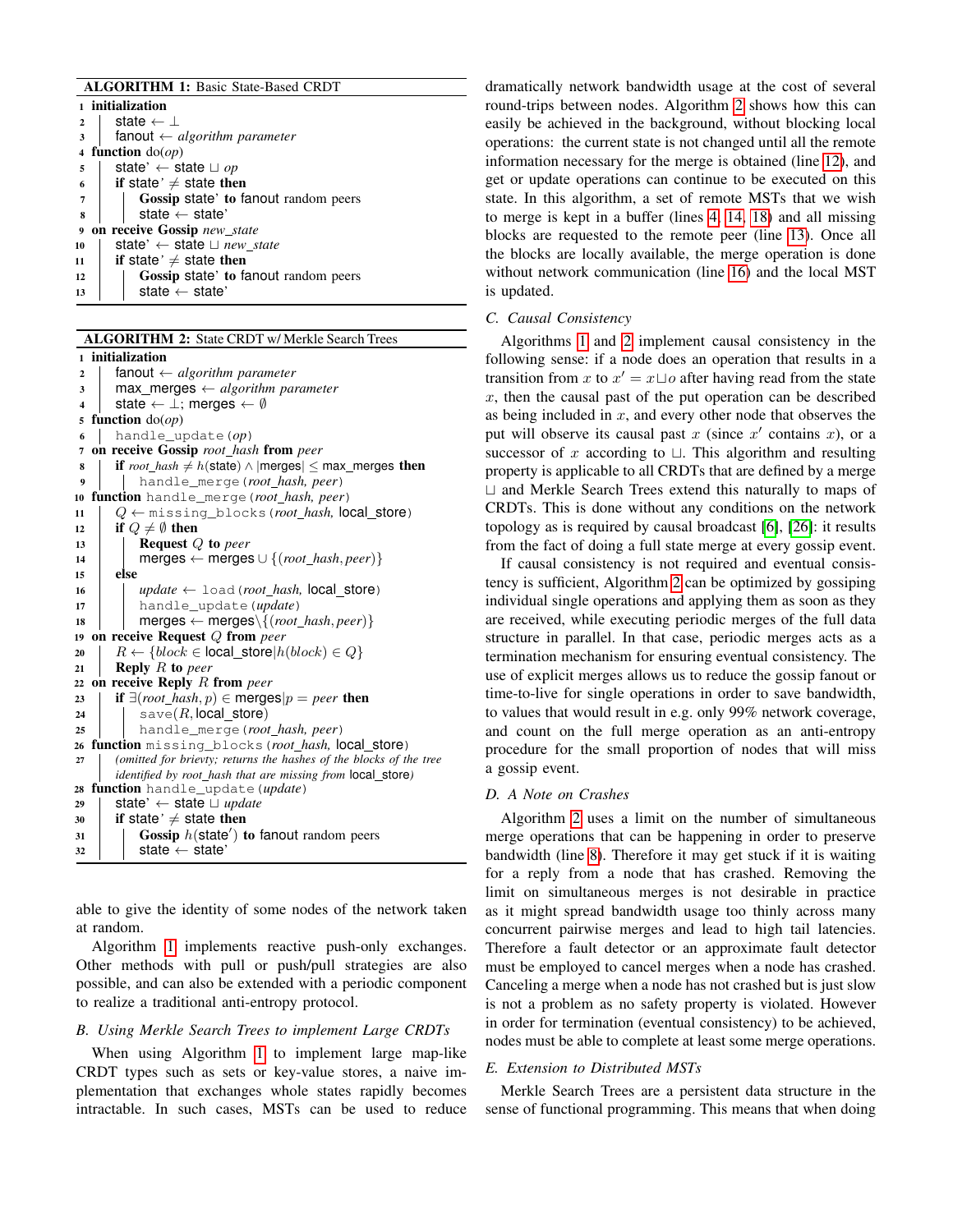**ALGORITHM 1:** Basic State-Based CRDT

```
1  initialization
2  |  state ← ⊥
3  |  fanout ← algorithm parameter
4  function do(op)
5  |  state' ← state ⊔ op
6  |  if state' ≠ state then
7  |  |  Gossip state' to fanout random peers
8  |  |  state ← state'
9  on receive Gossip new_state
10 |  state' ← state ⊔ new_state
11 |  if state' ≠ state then
12 |  |  Gossip state' to fanout random peers
13 |  |  state ← state'
```

**ALGORITHM 2:** State CRDT w/ Merkle Search Trees

```
1  initialization
2  |  fanout ← algorithm parameter
3  |  max_merges ← algorithm parameter
4  |  state ← ⊥; merges ← ∅
5  function do(op)
6  |  handle_update(op)
7  on receive Gossip root_hash from peer
8  |  if root_hash ≠ h(state) ∧ |merges| ≤ max_merges then
9  |  |  handle_merge(root_hash, peer)
10 function handle_merge(root_hash, peer)
11 |  Q ← missing_blocks(root_hash, local_store)
12 |  if Q ≠ ∅ then
13 |  |  Request Q to peer
14 |  |  merges ← merges ∪ {(root_hash, peer)}
15 |  else
16 |  |  update ← load(root_hash, local_store)
17 |  |  handle_update(update)
18 |  |  merges ← merges \ {(root_hash, peer)}
19 on receive Request Q from peer
20 |  R ← {block ∈ local_store | h(block) ∈ Q}
21 |  Reply R to peer
22 on receive Reply R from peer
23 |  if ∃(root_hash, p) ∈ merges | p = peer then
24 |  |  save(R, local_store)
25 |  |  handle_merge(root_hash, peer)
26 function missing_blocks(root_hash, local_store)
27 |  (omitted for brievty; returns the hashes of the blocks of the tree
   |  identified by root_hash that are missing from local_store)
28 function handle_update(update)
29 |  state' ← state ⊔ update
30 |  if state' ≠ state then
31 |  |  Gossip h(state') to fanout random peers
32 |  |  state ← state'
```

able to give the identity of some nodes of the network taken at random.

Algorithm 1 implements reactive push-only exchanges. Other methods with pull or push/pull strategies are also possible, and can also be extended with a periodic component to realize a traditional anti-entropy protocol.

### B. Using Merkle Search Trees to implement Large CRDTs

When using Algorithm 1 to implement large map-like CRDT types such as sets or key-value stores, a naive implementation that exchanges whole states rapidly becomes intractable. In such cases, MSTs can be used to reduce dramatically network bandwidth usage at the cost of several round-trips between nodes. Algorithm 2 shows how this can easily be achieved in the background, without blocking local operations: the current state is not changed until all the remote information necessary for the merge is obtained (line 12), and get or update operations can continue to be executed on this state. In this algorithm, a set of remote MSTs that we wish to merge is kept in a buffer (lines 4, 14, 18) and all missing blocks are requested to the remote peer (line 13). Once all the blocks are locally available, the merge operation is done without network communication (line 16) and the local MST is updated.

### C. Causal Consistency

Algorithms 1 and 2 implement causal consistency in the following sense: if a node does an operation that results in a transition from $x$ to $x' = x \sqcup o$ after having read from the state $x$, then the causal past of the put operation can be described as being included in $x$, and every other node that observes the put will observe its causal past $x$ (since $x'$ contains $x$), or a successor of $x$ according to $\sqcup$. This algorithm and resulting property is applicable to all CRDTs that are defined by a merge $\sqcup$ and Merkle Search Trees extend this naturally to maps of CRDTs. This is done without any conditions on the network topology as is required by causal broadcast [6], [26]: it results from the fact of doing a full state merge at every gossip event.

If causal consistency is not required and eventual consistency is sufficient, Algorithm 2 can be optimized by gossiping individual single operations and applying them as soon as they are received, while executing periodic merges of the full data structure in parallel. In that case, periodic merges acts as a termination mechanism for ensuring eventual consistency. The use of explicit merges allows us to reduce the gossip fanout or time-to-live for single operations in order to save bandwidth, to values that would result in e.g. only 99% network coverage, and count on the full merge operation as an anti-entropy procedure for the small proportion of nodes that will miss a gossip event.

### D. A Note on Crashes

Algorithm 2 uses a limit on the number of simultaneous merge operations that can be happening in order to preserve bandwidth (line 8). Therefore it may get stuck if it is waiting for a reply from a node that has crashed. Removing the limit on simultaneous merges is not desirable in practice as it might spread bandwidth usage too thinly across many concurrent pairwise merges and lead to high tail latencies. Therefore a fault detector or an approximate fault detector must be employed to cancel merges when a node has crashed. Canceling a merge when a node has not crashed but is just slow is not a problem as no safety property is violated. However in order for termination (eventual consistency) to be achieved, nodes must be able to complete at least some merge operations.

### E. Extension to Distributed MSTs

Merkle Search Trees are a persistent data structure in the sense of functional programming. This means that when doing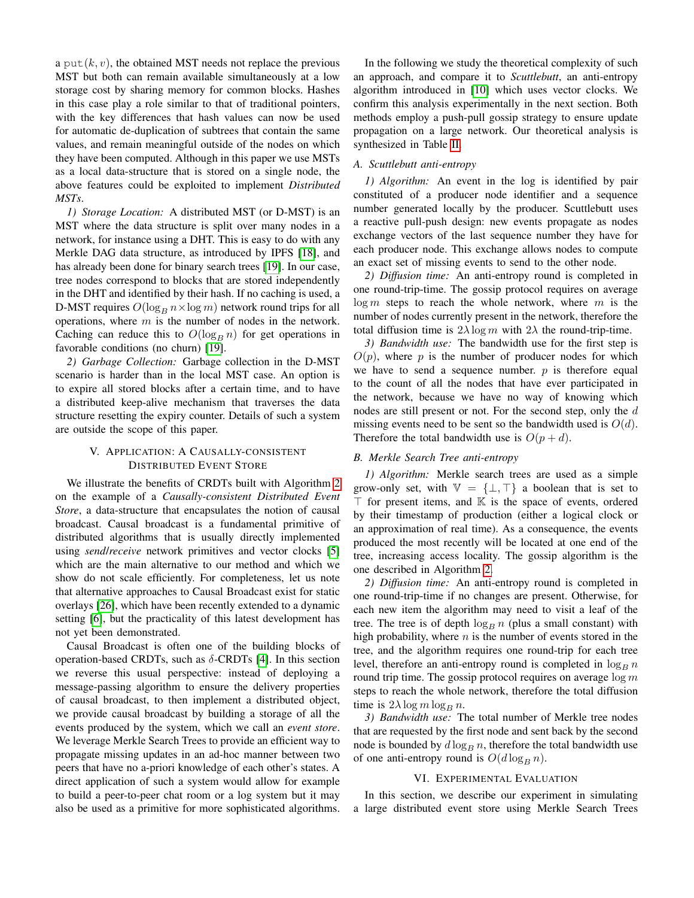a $\mathrm{put}(k, v)$, the obtained MST needs not replace the previous MST but both can remain available simultaneously at a low storage cost by sharing memory for common blocks. Hashes in this case play a role similar to that of traditional pointers, with the key differences that hash values can now be used for automatic de-duplication of subtrees that contain the same values, and remain meaningful outside of the nodes on which they have been computed. Although in this paper we use MSTs as a local data-structure that is stored on a single node, the above features could be exploited to implement *Distributed MSTs*.

*1) Storage Location:* A distributed MST (or D-MST) is an MST where the data structure is split over many nodes in a network, for instance using a DHT. This is easy to do with any Merkle DAG data structure, as introduced by IPFS [18], and has already been done for binary search trees [19]. In our case, tree nodes correspond to blocks that are stored independently in the DHT and identified by their hash. If no caching is used, a D-MST requires $O(\log_B n \times \log m)$ network round trips for all operations, where $m$ is the number of nodes in the network. Caching can reduce this to $O(\log_B n)$ for get operations in favorable conditions (no churn) [19].

*2) Garbage Collection:* Garbage collection in the D-MST scenario is harder than in the local MST case. An option is to expire all stored blocks after a certain time, and to have a distributed keep-alive mechanism that traverses the data structure resetting the expiry counter. Details of such a system are outside the scope of this paper.

## V. Application: A Causally-consistent Distributed Event Store

We illustrate the benefits of CRDTs built with Algorithm 2 on the example of a *Causally-consistent Distributed Event Store*, a data-structure that encapsulates the notion of causal broadcast. Causal broadcast is a fundamental primitive of distributed algorithms that is usually directly implemented using *send/receive* network primitives and vector clocks [5] which are the main alternative to our method and which we show do not scale efficiently. For completeness, let us note that alternative approaches to Causal Broadcast exist for static overlays [26], which have been recently extended to a dynamic setting [6], but the practicality of this latest development has not yet been demonstrated.

Causal Broadcast is often one of the building blocks of operation-based CRDTs, such as $\delta$-CRDTs [4]. In this section we reverse this usual perspective: instead of deploying a message-passing algorithm to ensure the delivery properties of causal broadcast, to then implement a distributed object, we provide causal broadcast by building a storage of all the events produced by the system, which we call an *event store*. We leverage Merkle Search Trees to provide an efficient way to propagate missing updates in an ad-hoc manner between two peers that have no a-priori knowledge of each other's states. A direct application of such a system would allow for example to build a peer-to-peer chat room or a log system but it may also be used as a primitive for more sophisticated algorithms.

In the following we study the theoretical complexity of such an approach, and compare it to *Scuttlebutt*, an anti-entropy algorithm introduced in [10] which uses vector clocks. We confirm this analysis experimentally in the next section. Both methods employ a push-pull gossip strategy to ensure update propagation on a large network. Our theoretical analysis is synthesized in Table II.

### A. Scuttlebutt anti-entropy

*1) Algorithm:* An event in the log is identified by pair constituted of a producer node identifier and a sequence number generated locally by the producer. Scuttlebutt uses a reactive pull-push design: new events propagate as nodes exchange vectors of the last sequence number they have for each producer node. This exchange allows nodes to compute an exact set of missing events to send to the other node.

*2) Diffusion time:* An anti-entropy round is completed in one round-trip-time. The gossip protocol requires on average $\log m$ steps to reach the whole network, where $m$ is the number of nodes currently present in the network, therefore the total diffusion time is $2\lambda \log m$ with $2\lambda$ the round-trip-time.

*3) Bandwidth use:* The bandwidth use for the first step is $O(p)$, where $p$ is the number of producer nodes for which we have to send a sequence number. $p$ is therefore equal to the count of all the nodes that have ever participated in the network, because we have no way of knowing which nodes are still present or not. For the second step, only the $d$ missing events need to be sent so the bandwidth used is $O(d)$. Therefore the total bandwidth use is $O(p + d)$.

### B. Merkle Search Tree anti-entropy

*1) Algorithm:* Merkle search trees are used as a simple grow-only set, with $\mathbb{V} = \{\bot, \top\}$ a boolean that is set to $\top$ for present items, and $\mathbb{K}$ is the space of events, ordered by their timestamp of production (either a logical clock or an approximation of real time). As a consequence, the events produced the most recently will be located at one end of the tree, increasing access locality. The gossip algorithm is the one described in Algorithm 2.

*2) Diffusion time:* An anti-entropy round is completed in one round-trip-time if no changes are present. Otherwise, for each new item the algorithm may need to visit a leaf of the tree. The tree is of depth $\log_B n$ (plus a small constant) with high probability, where $n$ is the number of events stored in the tree, and the algorithm requires one round-trip for each tree level, therefore an anti-entropy round is completed in $\log_B n$ round trip time. The gossip protocol requires on average $\log m$ steps to reach the whole network, therefore the total diffusion time is $2\lambda \log m \log_B n$.

*3) Bandwidth use:* The total number of Merkle tree nodes that are requested by the first node and sent back by the second node is bounded by $d \log_B n$, therefore the total bandwidth use of one anti-entropy round is $O(d \log_B n)$.

## VI. Experimental Evaluation

In this section, we describe our experiment in simulating a large distributed event store using Merkle Search Trees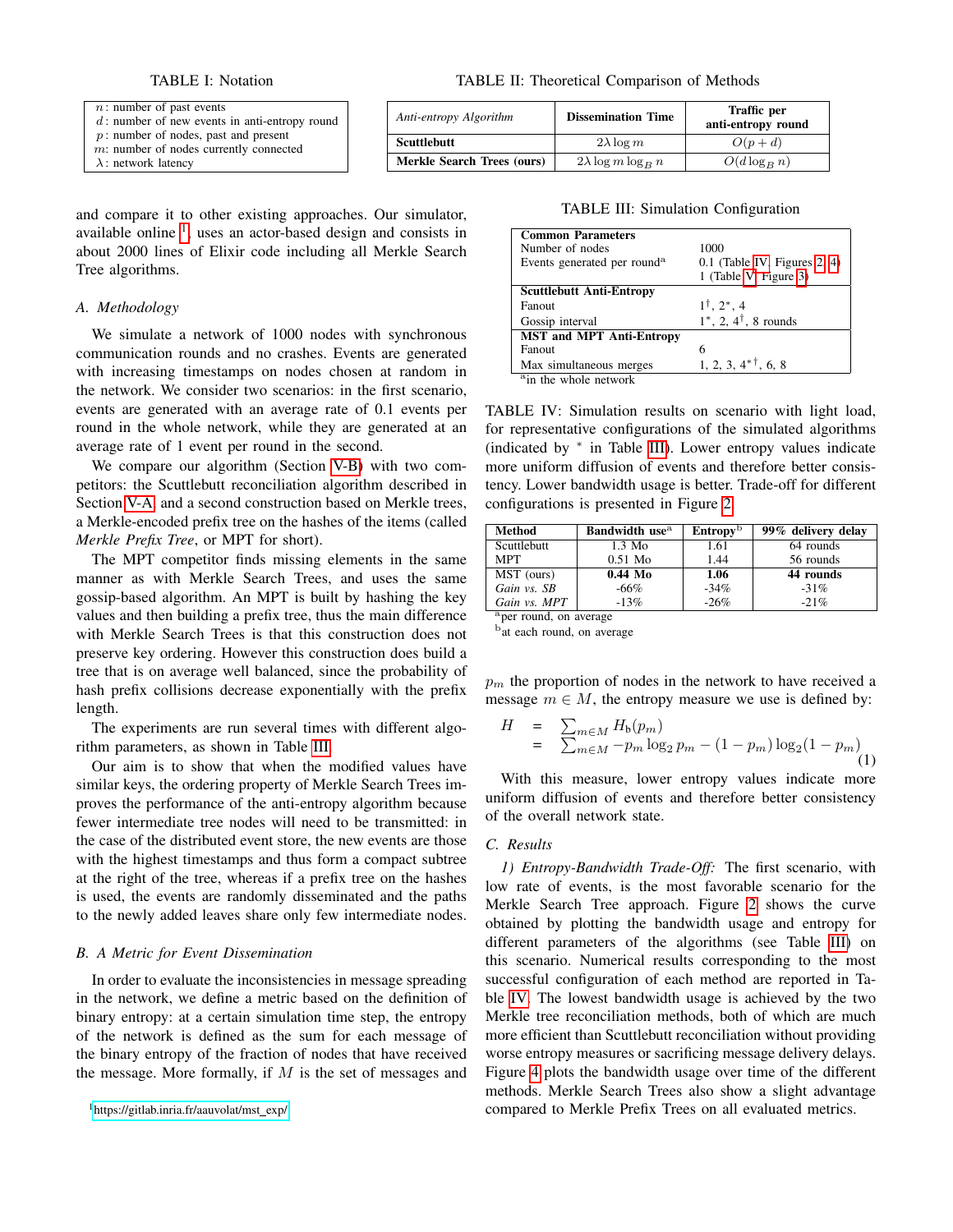TABLE I: Notation

| | |
|---|---|
| $n$ : | number of past events |
| $d$ : | number of new events in anti-entropy round |
| $p$ : | number of nodes, past and present |
| $m$ : | number of nodes currently connected |
| $\lambda$ : | network latency |

TABLE II: Theoretical Comparison of Methods

| *Anti-entropy Algorithm* | **Dissemination Time** | **Traffic per anti-entropy round** |
|---|---|---|
| **Scuttlebutt** | $2\lambda \log m$ | $O(p + d)$ |
| **Merkle Search Trees (ours)** | $2\lambda \log m \log_B n$ | $O(d \log_B n)$ |

and compare it to other existing approaches. Our simulator, available online [1], uses an actor-based design and consists in about 2000 lines of Elixir code including all Merkle Search Tree algorithms.

### A. Methodology

We simulate a network of 1000 nodes with synchronous communication rounds and no crashes. Events are generated with increasing timestamps on nodes chosen at random in the network. We consider two scenarios: in the first scenario, events are generated with an average rate of 0.1 events per round in the whole network, while they are generated at an average rate of 1 event per round in the second.

We compare our algorithm (Section V-B) with two competitors: the Scuttlebutt reconciliation algorithm described in Section V-A, and a second construction based on Merkle trees, a Merkle-encoded prefix tree on the hashes of the items (called *Merkle Prefix Tree*, or MPT for short).

The MPT competitor finds missing elements in the same manner as with Merkle Search Trees, and uses the same gossip-based algorithm. An MPT is built by hashing the key values and then building a prefix tree, thus the main difference with Merkle Search Trees is that this construction does not preserve key ordering. However this construction does build a tree that is on average well balanced, since the probability of hash prefix collisions decrease exponentially with the prefix length.

The experiments are run several times with different algorithm parameters, as shown in Table III.

Our aim is to show that when the modified values have similar keys, the ordering property of Merkle Search Trees improves the performance of the anti-entropy algorithm because fewer intermediate tree nodes will need to be transmitted: in the case of the distributed event store, the new events are those with the highest timestamps and thus form a compact subtree at the right of the tree, whereas if a prefix tree on the hashes is used, the events are randomly disseminated and the paths to the newly added leaves share only few intermediate nodes.

### B. A Metric for Event Dissemination

In order to evaluate the inconsistencies in message spreading in the network, we define a metric based on the definition of binary entropy: at a certain simulation time step, the entropy of the network is defined as the sum for each message of the binary entropy of the fraction of nodes that have received the message. More formally, if $M$ is the set of messages and $p_m$ the proportion of nodes in the network to have received a message $m \in M$, the entropy measure we use is defined by:

$$
\begin{aligned}
H &= \sum_{m \in M} H_{\mathrm{b}}(p_m) \\
&= \sum_{m \in M} -p_m \log_2 p_m - (1 - p_m) \log_2 (1 - p_m)
\end{aligned}
\tag{1}
$$

With this measure, lower entropy values indicate more uniform diffusion of events and therefore better consistency of the overall network state.

[1] https://gitlab.inria.fr/aauvolat/mst_exp/

TABLE III: Simulation Configuration

| | |
|---|---|
| **Common Parameters** | |
| Number of nodes | 1000 |
| Events generated per round[a] | 0.1 (Table IV, Figures 2, 4) |
| | 1 (Table V, Figure 3) |
| **Scuttlebutt Anti-Entropy** | |
| Fanout | 1[†], 2[*], 4 |
| Gossip interval | 1[*], 2, 4[†], 8 rounds |
| **MST and MPT Anti-Entropy** | |
| Fanout | 6 |
| Max simultaneous merges | 1, 2, 3, 4[*†], 6, 8 |

[a]in the whole network

TABLE IV: Simulation results on scenario with light load, for representative configurations of the simulated algorithms (indicated by [*] in Table III). Lower entropy values indicate more uniform diffusion of events and therefore better consistency. Lower bandwidth usage is better. Trade-off for different configurations is presented in Figure 2.

| Method | Bandwidth use[a] | Entropy[b] | 99% delivery delay |
|---|---|---|---|
| Scuttlebutt | 1.3 Mo | 1.61 | 64 rounds |
| MPT | 0.51 Mo | 1.44 | 56 rounds |
| MST (ours) | **0.44 Mo** | **1.06** | **44 rounds** |
| *Gain vs. SB* | -66% | -34% | -31% |
| *Gain vs. MPT* | -13% | -26% | -21% |

[a]per round, on average
[b]at each round, on average

### C. Results

*1) Entropy-Bandwidth Trade-Off:* The first scenario, with low rate of events, is the most favorable scenario for the Merkle Search Tree approach. Figure 2 shows the curve obtained by plotting the bandwidth usage and entropy for different parameters of the algorithms (see Table III) on this scenario. Numerical results corresponding to the most successful configuration of each method are reported in Table IV. The lowest bandwidth usage is achieved by the two Merkle tree reconciliation methods, both of which are much more efficient than Scuttlebutt reconciliation without providing worse entropy measures or sacrificing message delivery delays. Figure 4 plots the bandwidth usage over time of the different methods. Merkle Search Trees also show a slight advantage compared to Merkle Prefix Trees on all evaluated metrics.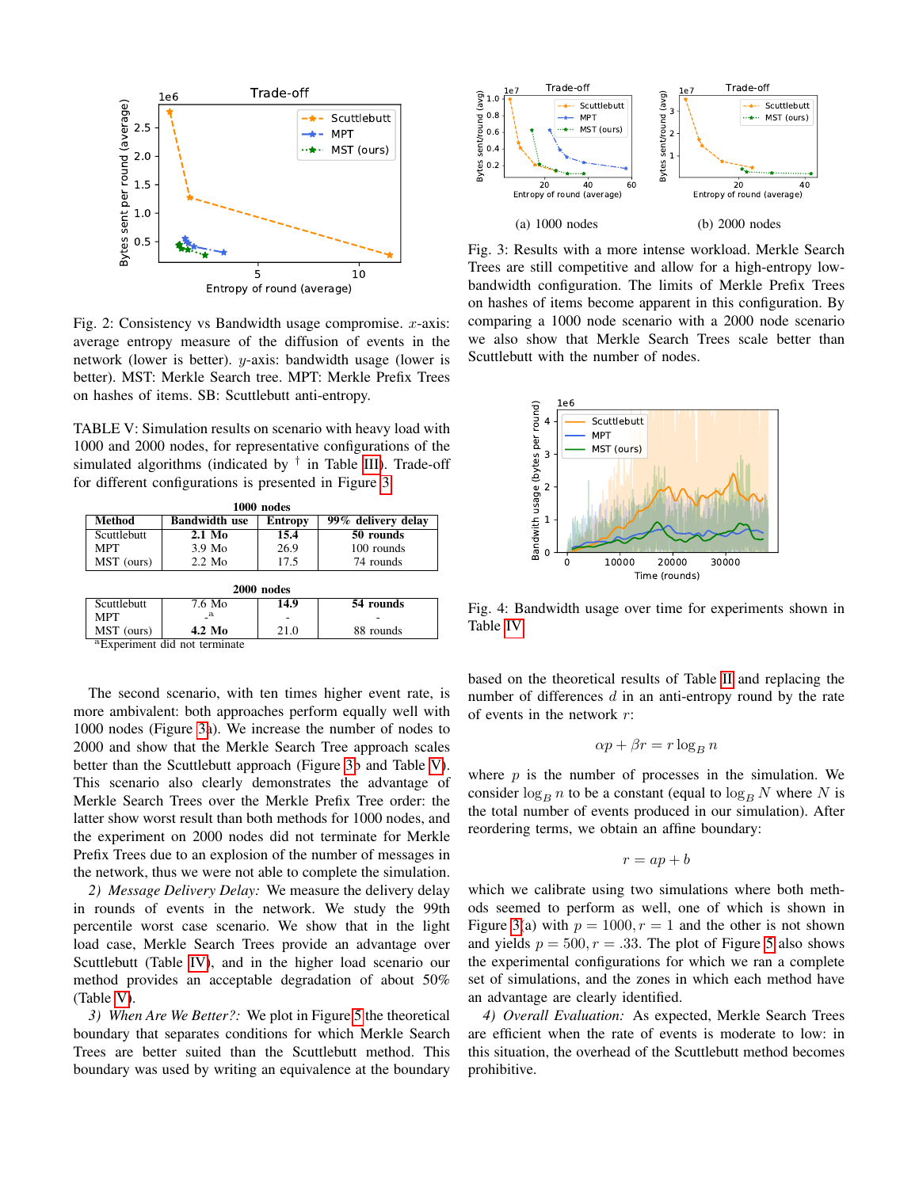Fig. 2: Consistency vs Bandwidth usage compromise. $x$-axis: average entropy measure of the diffusion of events in the network (lower is better). $y$-axis: bandwidth usage (lower is better). MST: Merkle Search tree. MPT: Merkle Prefix Trees on hashes of items. SB: Scuttlebutt anti-entropy.

TABLE V: Simulation results on scenario with heavy load with 1000 and 2000 nodes, for representative configurations of the simulated algorithms (indicated by † in Table III). Trade-off for different configurations is presented in Figure 3

| Method | Bandwidth use | Entropy | 99% delivery delay |
|---|---|---|---|
| **1000 nodes** | | | |
| Scuttlebutt | **2.1 Mo** | **15.4** | **50 rounds** |
| MPT | 3.9 Mo | 26.9 | 100 rounds |
| MST (ours) | 2.2 Mo | 17.5 | 74 rounds |
| **2000 nodes** | | | |
| Scuttlebutt | 7.6 Mo | **14.9** | **54 rounds** |
| MPT | -[a] | - | - |
| MST (ours) | **4.2 Mo** | 21.0 | 88 rounds |

[a] Experiment did not terminate

The second scenario, with ten times higher event rate, is more ambivalent: both approaches perform equally well with 1000 nodes (Figure 3a). We increase the number of nodes to 2000 and show that the Merkle Search Tree approach scales better than the Scuttlebutt approach (Figure 3b and Table V). This scenario also clearly demonstrates the advantage of Merkle Search Trees over the Merkle Prefix Tree order: the latter show worst result than both methods for 1000 nodes, and the experiment on 2000 nodes did not terminate for Merkle Prefix Trees due to an explosion of the number of messages in the network, thus we were not able to complete the simulation.

*2) Message Delivery Delay:* We measure the delivery delay in rounds of events in the network. We study the 99th percentile worst case scenario. We show that in the light load case, Merkle Search Trees provide an advantage over Scuttlebutt (Table IV), and in the higher load scenario our method provides an acceptable degradation of about 50% (Table V).

*3) When Are We Better?:* We plot in Figure 5 the theoretical boundary that separates conditions for which Merkle Search Trees are better suited than the Scuttlebutt method. This boundary was used by writing an equivalence at the boundary

Fig. 3: Results with a more intense workload. Merkle Search Trees are still competitive and allow for a high-entropy low-bandwidth configuration. The limits of Merkle Prefix Trees on hashes of items become apparent in this configuration. By comparing a 1000 node scenario with a 2000 node scenario we also show that Merkle Search Trees scale better than Scuttlebutt with the number of nodes.

(a) 1000 nodes (b) 2000 nodes

Fig. 4: Bandwidth usage over time for experiments shown in Table IV

based on the theoretical results of Table II and replacing the number of differences $d$ in an anti-entropy round by the rate of events in the network $r$:

$$\alpha p + \beta r = r \log_B n$$

where $p$ is the number of processes in the simulation. We consider $\log_B n$ to be a constant (equal to $\log_B N$ where $N$ is the total number of events produced in our simulation). After reordering terms, we obtain an affine boundary:

$$r = ap + b$$

which we calibrate using two simulations where both methods seemed to perform as well, one of which is shown in Figure 3(a) with $p = 1000, r = 1$ and the other is not shown and yields $p = 500, r = .33$. The plot of Figure 5 also shows the experimental configurations for which we ran a complete set of simulations, and the zones in which each method have an advantage are clearly identified.

*4) Overall Evaluation:* As expected, Merkle Search Trees are efficient when the rate of events is moderate to low: in this situation, the overhead of the Scuttlebutt method becomes prohibitive.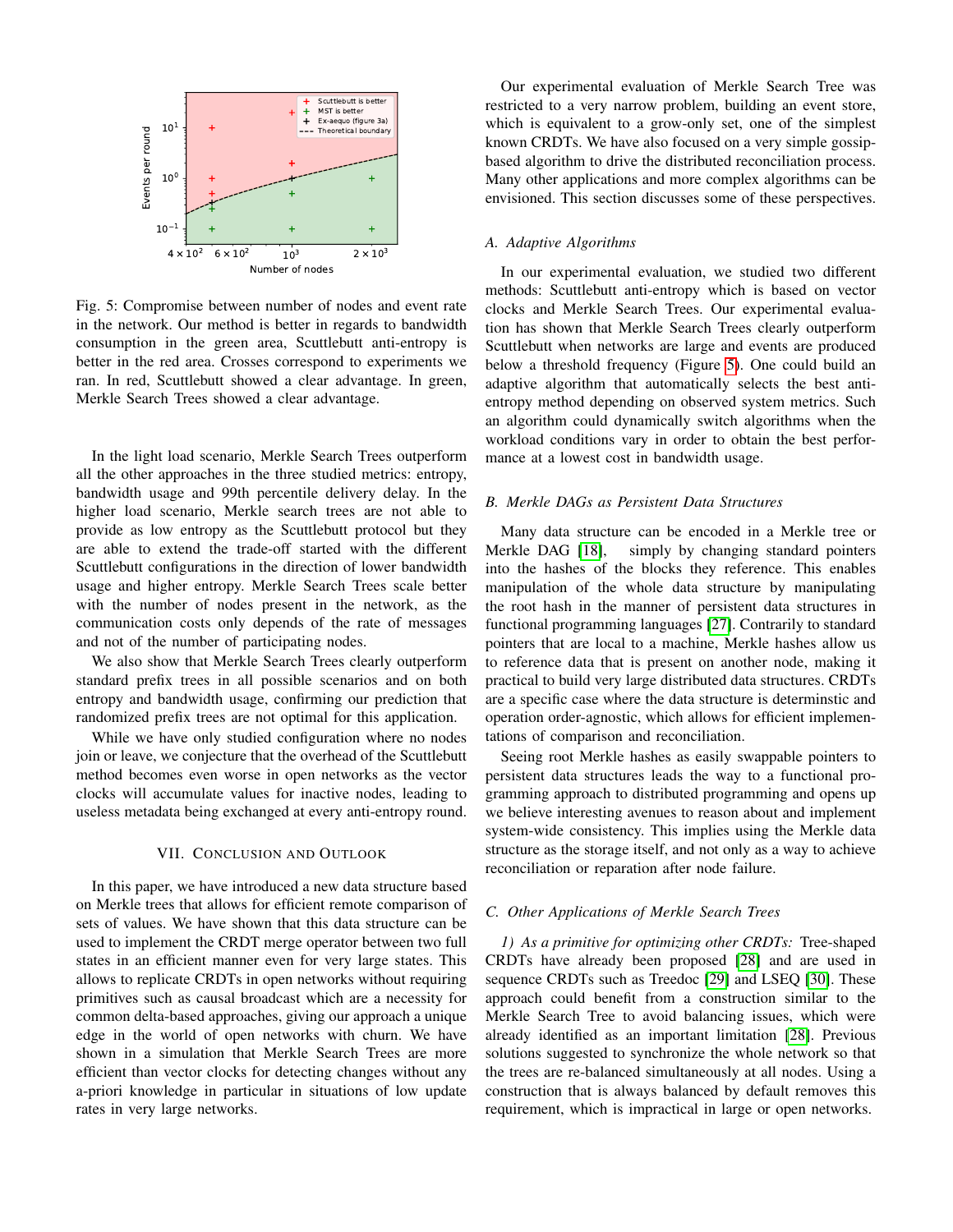Fig. 5: Compromise between number of nodes and event rate in the network. Our method is better in regards to bandwidth consumption in the green area, Scuttlebutt anti-entropy is better in the red area. Crosses correspond to experiments we ran. In red, Scuttlebutt showed a clear advantage. In green, Merkle Search Trees showed a clear advantage.

In the light load scenario, Merkle Search Trees outperform all the other approaches in the three studied metrics: entropy, bandwidth usage and 99th percentile delivery delay. In the higher load scenario, Merkle search trees are not able to provide as low entropy as the Scuttlebutt protocol but they are able to extend the trade-off started with the different Scuttlebutt configurations in the direction of lower bandwidth usage and higher entropy. Merkle Search Trees scale better with the number of nodes present in the network, as the communication costs only depends of the rate of messages and not of the number of participating nodes.

We also show that Merkle Search Trees clearly outperform standard prefix trees in all possible scenarios and on both entropy and bandwidth usage, confirming our prediction that randomized prefix trees are not optimal for this application.

While we have only studied configuration where no nodes join or leave, we conjecture that the overhead of the Scuttlebutt method becomes even worse in open networks as the vector clocks will accumulate values for inactive nodes, leading to useless metadata being exchanged at every anti-entropy round.

## VII. Conclusion and Outlook

In this paper, we have introduced a new data structure based on Merkle trees that allows for efficient remote comparison of sets of values. We have shown that this data structure can be used to implement the CRDT merge operator between two full states in an efficient manner even for very large states. This allows to replicate CRDTs in open networks without requiring primitives such as causal broadcast which are a necessity for common delta-based approaches, giving our approach a unique edge in the world of open networks with churn. We have shown in a simulation that Merkle Search Trees are more efficient than vector clocks for detecting changes without any a-priori knowledge in particular in situations of low update rates in very large networks.

Our experimental evaluation of Merkle Search Tree was restricted to a very narrow problem, building an event store, which is equivalent to a grow-only set, one of the simplest known CRDTs. We have also focused on a very simple gossip-based algorithm to drive the distributed reconciliation process. Many other applications and more complex algorithms can be envisioned. This section discusses some of these perspectives.

### A. Adaptive Algorithms

In our experimental evaluation, we studied two different methods: Scuttlebutt anti-entropy which is based on vector clocks and Merkle Search Trees. Our experimental evaluation has shown that Merkle Search Trees clearly outperform Scuttlebutt when networks are large and events are produced below a threshold frequency (Figure 5). One could build an adaptive algorithm that automatically selects the best anti-entropy method depending on observed system metrics. Such an algorithm could dynamically switch algorithms when the workload conditions vary in order to obtain the best performance at a lowest cost in bandwidth usage.

### B. Merkle DAGs as Persistent Data Structures

Many data structure can be encoded in a Merkle tree or Merkle DAG [18], simply by changing standard pointers into the hashes of the blocks they reference. This enables manipulation of the whole data structure by manipulating the root hash in the manner of persistent data structures in functional programming languages [27]. Contrarily to standard pointers that are local to a machine, Merkle hashes allow us to reference data that is present on another node, making it practical to build very large distributed data structures. CRDTs are a specific case where the data structure is determinstic and operation order-agnostic, which allows for efficient implementations of comparison and reconciliation.

Seeing root Merkle hashes as easily swappable pointers to persistent data structures leads the way to a functional programming approach to distributed programming and opens up we believe interesting avenues to reason about and implement system-wide consistency. This implies using the Merkle data structure as the storage itself, and not only as a way to achieve reconciliation or reparation after node failure.

### C. Other Applications of Merkle Search Trees

*1) As a primitive for optimizing other CRDTs:* Tree-shaped CRDTs have already been proposed [28] and are used in sequence CRDTs such as Treedoc [29] and LSEQ [30]. These approach could benefit from a construction similar to the Merkle Search Tree to avoid balancing issues, which were already identified as an important limitation [28]. Previous solutions suggested to synchronize the whole network so that the trees are re-balanced simultaneously at all nodes. Using a construction that is always balanced by default removes this requirement, which is impractical in large or open networks.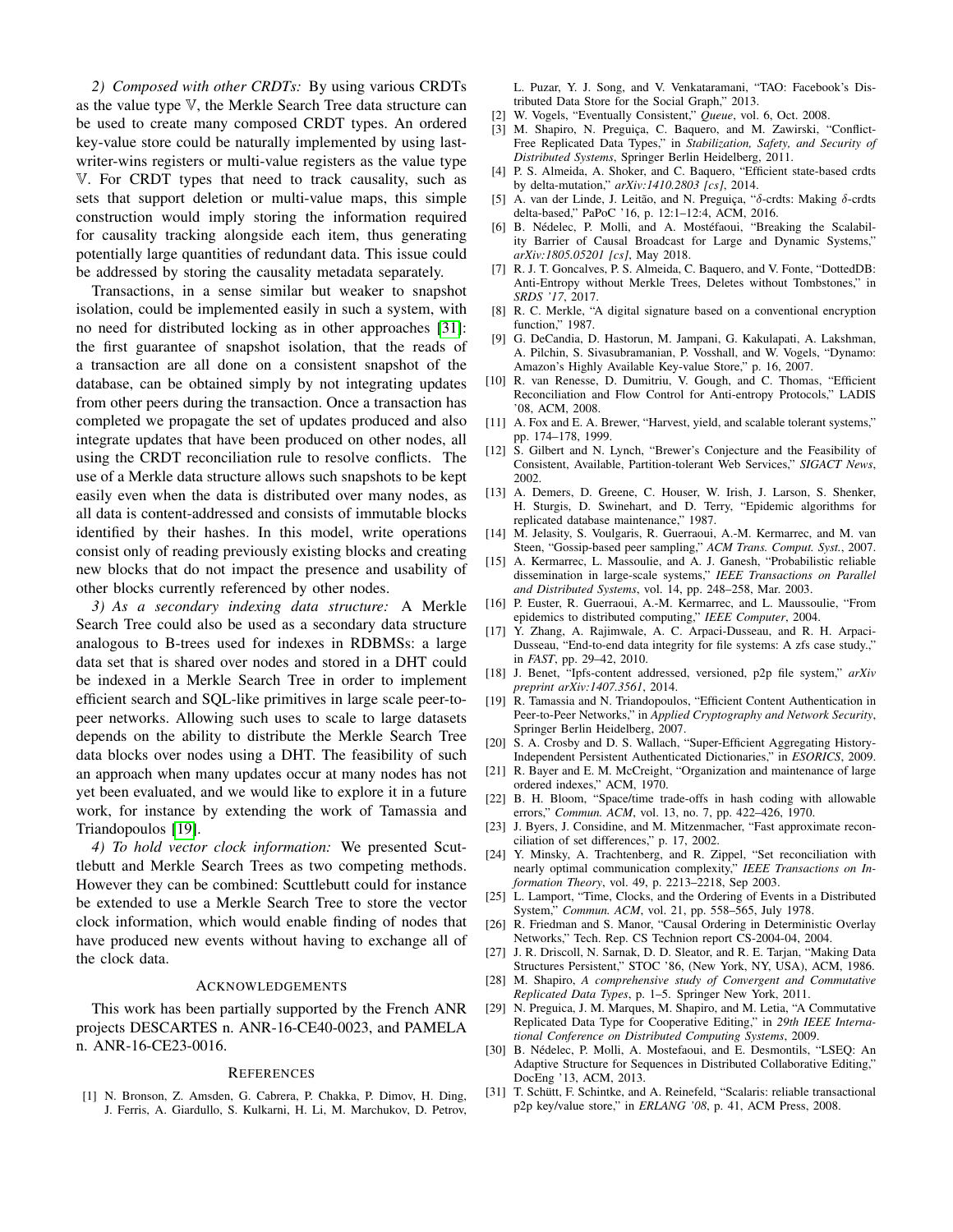*2) Composed with other CRDTs:* By using various CRDTs as the value type $\mathbb{V}$, the Merkle Search Tree data structure can be used to create many composed CRDT types. An ordered key-value store could be naturally implemented by using last-writer-wins registers or multi-value registers as the value type $\mathbb{V}$. For CRDT types that need to track causality, such as sets that support deletion or multi-value maps, this simple construction would imply storing the information required for causality tracking alongside each item, thus generating potentially large quantities of redundant data. This issue could be addressed by storing the causality metadata separately.

Transactions, in a sense similar but weaker to snapshot isolation, could be implemented easily in such a system, with no need for distributed locking as in other approaches [31]: the first guarantee of snapshot isolation, that the reads of a transaction are all done on a consistent snapshot of the database, can be obtained simply by not integrating updates from other peers during the transaction. Once a transaction has completed we propagate the set of updates produced and also integrate updates that have been produced on other nodes, all using the CRDT reconciliation rule to resolve conflicts. The use of a Merkle data structure allows such snapshots to be kept easily even when the data is distributed over many nodes, as all data is content-addressed and consists of immutable blocks identified by their hashes. In this model, write operations consist only of reading previously existing blocks and creating new blocks that do not impact the presence and usability of other blocks currently referenced by other nodes.

*3) As a secondary indexing data structure:* A Merkle Search Tree could also be used as a secondary data structure analogous to B-trees used for indexes in RDBMSs: a large data set that is shared over nodes and stored in a DHT could be indexed in a Merkle Search Tree in order to implement efficient search and SQL-like primitives in large scale peer-to-peer networks. Allowing such uses to scale to large datasets depends on the ability to distribute the Merkle Search Tree data blocks over nodes using a DHT. The feasibility of such an approach when many updates occur at many nodes has not yet been evaluated, and we would like to explore it in a future work, for instance by extending the work of Tamassia and Triandopoulos [19].

*4) To hold vector clock information:* We presented Scuttlebutt and Merkle Search Trees as two competing methods. However they can be combined: Scuttlebutt could for instance be extended to use a Merkle Search Tree to store the vector clock information, which would enable finding of nodes that have produced new events without having to exchange all of the clock data.

## Acknowledgements

This work has been partially supported by the French ANR projects DESCARTES n. ANR-16-CE40-0023, and PAMELA n. ANR-16-CE23-0016.

## References

[1] N. Bronson, Z. Amsden, G. Cabrera, P. Chakka, P. Dimov, H. Ding, J. Ferris, A. Giardullo, S. Kulkarni, H. Li, M. Marchukov, D. Petrov, L. Puzar, Y. J. Song, and V. Venkataramani, "TAO: Facebook's Distributed Data Store for the Social Graph," 2013.

[2] W. Vogels, "Eventually Consistent," *Queue*, vol. 6, Oct. 2008.

[3] M. Shapiro, N. Preguiça, C. Baquero, and M. Zawirski, "Conflict-Free Replicated Data Types," in *Stabilization, Safety, and Security of Distributed Systems*, Springer Berlin Heidelberg, 2011.

[4] P. S. Almeida, A. Shoker, and C. Baquero, "Efficient state-based crdts by delta-mutation," *arXiv:1410.2803 [cs]*, 2014.

[5] A. van der Linde, J. Leitão, and N. Preguiça, "δ-crdts: Making δ-crdts delta-based," PaPoC '16, p. 12:1–12:4, ACM, 2016.

[6] B. Nédelec, P. Molli, and A. Mostéfaoui, "Breaking the Scalability Barrier of Causal Broadcast for Large and Dynamic Systems," *arXiv:1805.05201 [cs]*, May 2018.

[7] R. J. T. Goncalves, P. S. Almeida, C. Baquero, and V. Fonte, "DottedDB: Anti-Entropy without Merkle Trees, Deletes without Tombstones," in *SRDS '17*, 2017.

[8] R. C. Merkle, "A digital signature based on a conventional encryption function," 1987.

[9] G. DeCandia, D. Hastorun, M. Jampani, G. Kakulapati, A. Lakshman, A. Pilchin, S. Sivasubramanian, P. Vosshall, and W. Vogels, "Dynamo: Amazon's Highly Available Key-value Store," p. 16, 2007.

[10] R. van Renesse, D. Dumitriu, V. Gough, and C. Thomas, "Efficient Reconciliation and Flow Control for Anti-entropy Protocols," LADIS '08, ACM, 2008.

[11] A. Fox and E. A. Brewer, "Harvest, yield, and scalable tolerant systems," pp. 174–178, 1999.

[12] S. Gilbert and N. Lynch, "Brewer's Conjecture and the Feasibility of Consistent, Available, Partition-tolerant Web Services," *SIGACT News*, 2002.

[13] A. Demers, D. Greene, C. Houser, W. Irish, J. Larson, S. Shenker, H. Sturgis, D. Swinehart, and D. Terry, "Epidemic algorithms for replicated database maintenance," 1987.

[14] M. Jelasity, S. Voulgaris, R. Guerraoui, A.-M. Kermarrec, and M. van Steen, "Gossip-based peer sampling," *ACM Trans. Comput. Syst.*, 2007.

[15] A. Kermarrec, L. Massoulie, and A. J. Ganesh, "Probabilistic reliable dissemination in large-scale systems," *IEEE Transactions on Parallel and Distributed Systems*, vol. 14, pp. 248–258, Mar. 2003.

[16] P. Euster, R. Guerraoui, A.-M. Kermarrec, and L. Maussoulie, "From epidemics to distributed computing," *IEEE Computer*, 2004.

[17] Y. Zhang, A. Rajimwale, A. C. Arpaci-Dusseau, and R. H. Arpaci-Dusseau, "End-to-end data integrity for file systems: A zfs case study.," in *FAST*, pp. 29–42, 2010.

[18] J. Benet, "Ipfs-content addressed, versioned, p2p file system," *arXiv preprint arXiv:1407.3561*, 2014.

[19] R. Tamassia and N. Triandopoulos, "Efficient Content Authentication in Peer-to-Peer Networks," in *Applied Cryptography and Network Security*, Springer Berlin Heidelberg, 2007.

[20] S. A. Crosby and D. S. Wallach, "Super-Efficient Aggregating History-Independent Persistent Authenticated Dictionaries," in *ESORICS*, 2009.

[21] R. Bayer and E. M. McCreight, "Organization and maintenance of large ordered indexes," ACM, 1970.

[22] B. H. Bloom, "Space/time trade-offs in hash coding with allowable errors," *Commun. ACM*, vol. 13, no. 7, pp. 422–426, 1970.

[23] J. Byers, J. Considine, and M. Mitzenmacher, "Fast approximate reconciliation of set differences," p. 17, 2002.

[24] Y. Minsky, A. Trachtenberg, and R. Zippel, "Set reconciliation with nearly optimal communication complexity," *IEEE Transactions on Information Theory*, vol. 49, p. 2213–2218, Sep 2003.

[25] L. Lamport, "Time, Clocks, and the Ordering of Events in a Distributed System," *Commun. ACM*, vol. 21, pp. 558–565, July 1978.

[26] R. Friedman and S. Manor, "Causal Ordering in Deterministic Overlay Networks," Tech. Rep. CS Technion report CS-2004-04, 2004.

[27] J. R. Driscoll, N. Sarnak, D. D. Sleator, and R. E. Tarjan, "Making Data Structures Persistent," STOC '86, (New York, NY, USA), ACM, 1986.

[28] M. Shapiro, *A comprehensive study of Convergent and Commutative Replicated Data Types*, p. 1–5. Springer New York, 2011.

[29] N. Preguica, J. M. Marques, M. Shapiro, and M. Letia, "A Commutative Replicated Data Type for Cooperative Editing," in *29th IEEE International Conference on Distributed Computing Systems*, 2009.

[30] B. Nédelec, P. Molli, A. Mostefaoui, and E. Desmontils, "LSEQ: An Adaptive Structure for Sequences in Distributed Collaborative Editing," DocEng '13, ACM, 2013.

[31] T. Schütt, F. Schintke, and A. Reinefeld, "Scalaris: reliable transactional p2p key/value store," in *ERLANG '08*, p. 41, ACM Press, 2008.